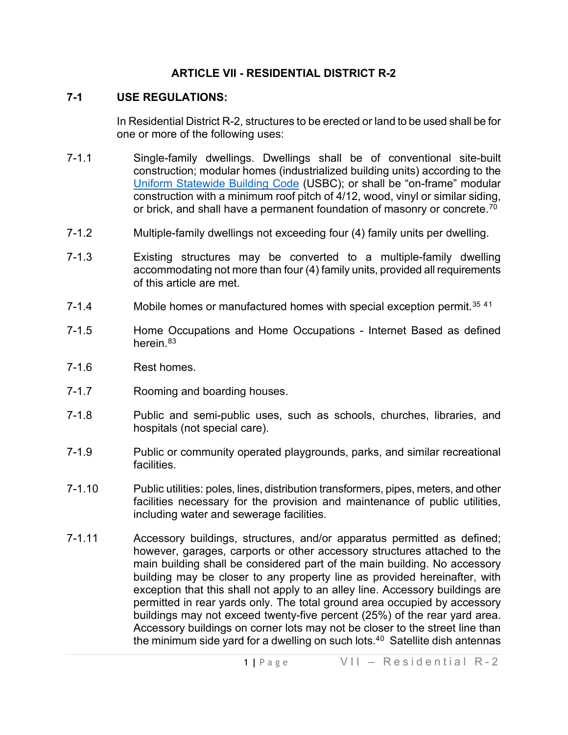# ARTICLE VII - RESIDENTIAL DISTRICT R-2

## 7-1 USE REGULATIONS:

In Residential District R-2, structures to be erected or land to be used shall be for one or more of the following uses:

7-1.1 Single-family dwellings. Dwellings shall be of conventional site-built construction; modular homes (industrialized building units) according to the Uniform Statewide Building Code (USBC); or shall be "on-frame" modular construction with a minimum roof pitch of 4/12, wood, vinyl or similar siding, or brick, and shall have a permanent foundation of masonry or concrete.[70]

7-1.2 Multiple-family dwellings not exceeding four (4) family units per dwelling.

7-1.3 Existing structures may be converted to a multiple-family dwelling accommodating not more than four (4) family units, provided all requirements of this article are met.

7-1.4 Mobile homes or manufactured homes with special exception permit.[35 41]

7-1.5 Home Occupations and Home Occupations - Internet Based as defined herein.[83]

7-1.6 Rest homes.

7-1.7 Rooming and boarding houses.

7-1.8 Public and semi-public uses, such as schools, churches, libraries, and hospitals (not special care).

7-1.9 Public or community operated playgrounds, parks, and similar recreational facilities.

7-1.10 Public utilities: poles, lines, distribution transformers, pipes, meters, and other facilities necessary for the provision and maintenance of public utilities, including water and sewerage facilities.

7-1.11 Accessory buildings, structures, and/or apparatus permitted as defined; however, garages, carports or other accessory structures attached to the main building shall be considered part of the main building. No accessory building may be closer to any property line as provided hereinafter, with exception that this shall not apply to an alley line. Accessory buildings are permitted in rear yards only. The total ground area occupied by accessory buildings may not exceed twenty-five percent (25%) of the rear yard area. Accessory buildings on corner lots may not be closer to the street line than the minimum side yard for a dwelling on such lots.[40] Satellite dish antennas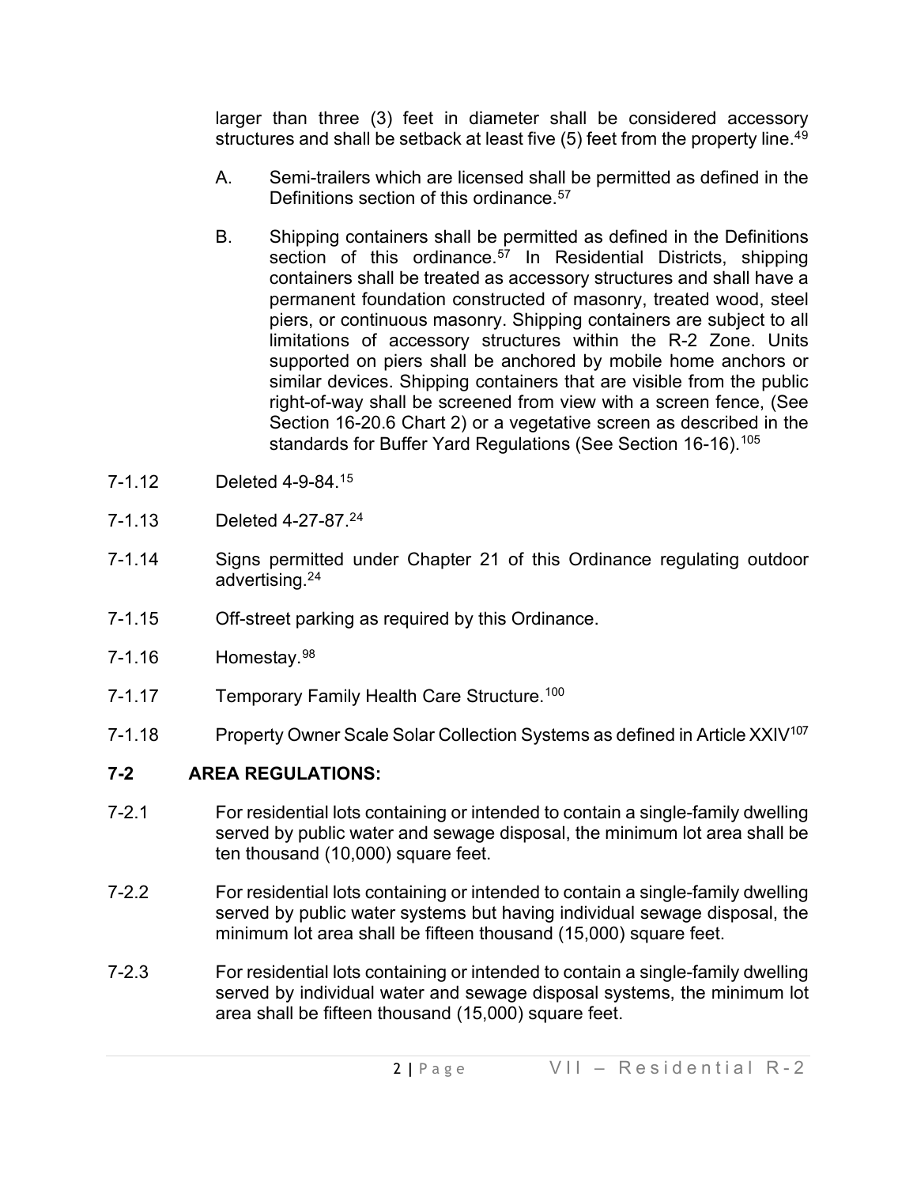larger than three (3) feet in diameter shall be considered accessory structures and shall be setback at least five (5) feet from the property line.[49]

A. Semi-trailers which are licensed shall be permitted as defined in the Definitions section of this ordinance.[57]

B. Shipping containers shall be permitted as defined in the Definitions section of this ordinance.[57] In Residential Districts, shipping containers shall be treated as accessory structures and shall have a permanent foundation constructed of masonry, treated wood, steel piers, or continuous masonry. Shipping containers are subject to all limitations of accessory structures within the R-2 Zone. Units supported on piers shall be anchored by mobile home anchors or similar devices. Shipping containers that are visible from the public right-of-way shall be screened from view with a screen fence, (See Section 16-20.6 Chart 2) or a vegetative screen as described in the standards for Buffer Yard Regulations (See Section 16-16).[105]

7-1.12 Deleted 4-9-84.[15]

7-1.13 Deleted 4-27-87.[24]

7-1.14 Signs permitted under Chapter 21 of this Ordinance regulating outdoor advertising.[24]

7-1.15 Off-street parking as required by this Ordinance.

7-1.16 Homestay.[98]

7-1.17 Temporary Family Health Care Structure.[100]

7-1.18 Property Owner Scale Solar Collection Systems as defined in Article XXIV[107]

## 7-2 AREA REGULATIONS:

7-2.1 For residential lots containing or intended to contain a single-family dwelling served by public water and sewage disposal, the minimum lot area shall be ten thousand (10,000) square feet.

7-2.2 For residential lots containing or intended to contain a single-family dwelling served by public water systems but having individual sewage disposal, the minimum lot area shall be fifteen thousand (15,000) square feet.

7-2.3 For residential lots containing or intended to contain a single-family dwelling served by individual water and sewage disposal systems, the minimum lot area shall be fifteen thousand (15,000) square feet.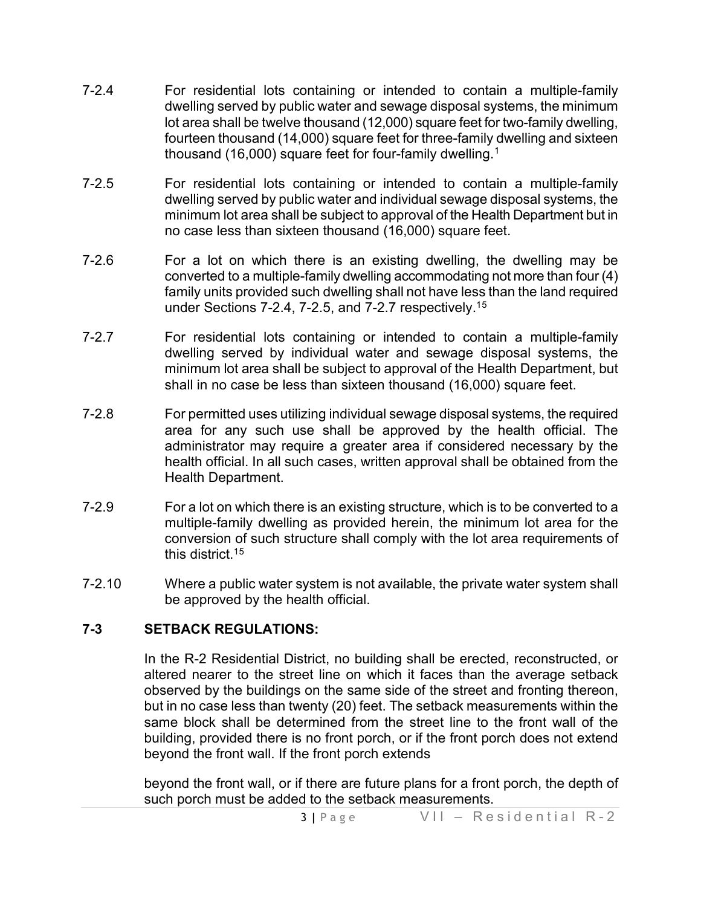7-2.4 For residential lots containing or intended to contain a multiple-family dwelling served by public water and sewage disposal systems, the minimum lot area shall be twelve thousand (12,000) square feet for two-family dwelling, fourteen thousand (14,000) square feet for three-family dwelling and sixteen thousand (16,000) square feet for four-family dwelling.[1]

7-2.5 For residential lots containing or intended to contain a multiple-family dwelling served by public water and individual sewage disposal systems, the minimum lot area shall be subject to approval of the Health Department but in no case less than sixteen thousand (16,000) square feet.

7-2.6 For a lot on which there is an existing dwelling, the dwelling may be converted to a multiple-family dwelling accommodating not more than four (4) family units provided such dwelling shall not have less than the land required under Sections 7-2.4, 7-2.5, and 7-2.7 respectively.[15]

7-2.7 For residential lots containing or intended to contain a multiple-family dwelling served by individual water and sewage disposal systems, the minimum lot area shall be subject to approval of the Health Department, but shall in no case be less than sixteen thousand (16,000) square feet.

7-2.8 For permitted uses utilizing individual sewage disposal systems, the required area for any such use shall be approved by the health official. The administrator may require a greater area if considered necessary by the health official. In all such cases, written approval shall be obtained from the Health Department.

7-2.9 For a lot on which there is an existing structure, which is to be converted to a multiple-family dwelling as provided herein, the minimum lot area for the conversion of such structure shall comply with the lot area requirements of this district.[15]

7-2.10 Where a public water system is not available, the private water system shall be approved by the health official.

## 7-3 SETBACK REGULATIONS:

In the R-2 Residential District, no building shall be erected, reconstructed, or altered nearer to the street line on which it faces than the average setback observed by the buildings on the same side of the street and fronting thereon, but in no case less than twenty (20) feet. The setback measurements within the same block shall be determined from the street line to the front wall of the building, provided there is no front porch, or if the front porch does not extend beyond the front wall. If the front porch extends beyond the front wall, or if there are future plans for a front porch, the depth of such porch must be added to the setback measurements.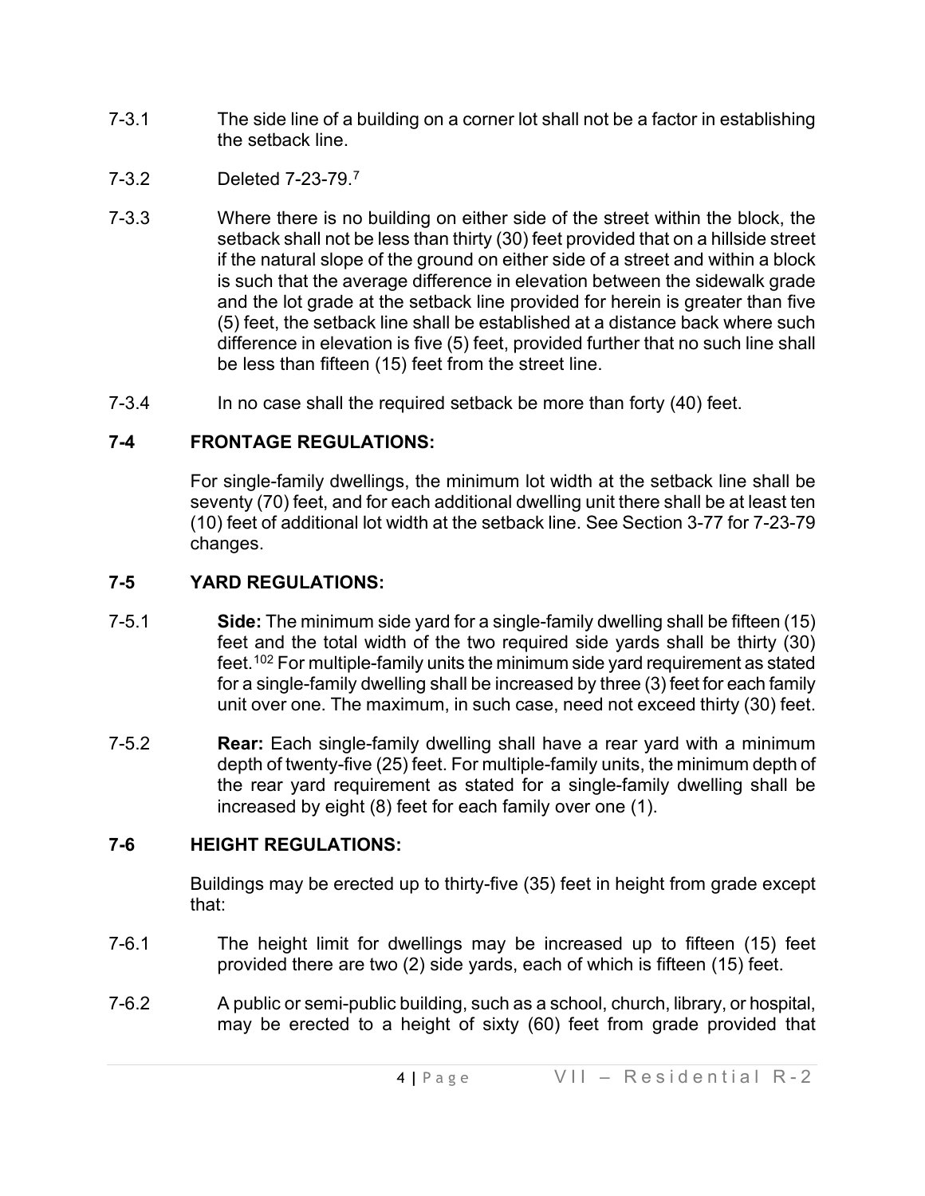7-3.1 The side line of a building on a corner lot shall not be a factor in establishing the setback line.

7-3.2 Deleted 7-23-79.[7]

7-3.3 Where there is no building on either side of the street within the block, the setback shall not be less than thirty (30) feet provided that on a hillside street if the natural slope of the ground on either side of a street and within a block is such that the average difference in elevation between the sidewalk grade and the lot grade at the setback line provided for herein is greater than five (5) feet, the setback line shall be established at a distance back where such difference in elevation is five (5) feet, provided further that no such line shall be less than fifteen (15) feet from the street line.

7-3.4 In no case shall the required setback be more than forty (40) feet.

## 7-4 FRONTAGE REGULATIONS:

For single-family dwellings, the minimum lot width at the setback line shall be seventy (70) feet, and for each additional dwelling unit there shall be at least ten (10) feet of additional lot width at the setback line. See Section 3-77 for 7-23-79 changes.

## 7-5 YARD REGULATIONS:

7-5.1 **Side:** The minimum side yard for a single-family dwelling shall be fifteen (15) feet and the total width of the two required side yards shall be thirty (30) feet.[102] For multiple-family units the minimum side yard requirement as stated for a single-family dwelling shall be increased by three (3) feet for each family unit over one. The maximum, in such case, need not exceed thirty (30) feet.

7-5.2 **Rear:** Each single-family dwelling shall have a rear yard with a minimum depth of twenty-five (25) feet. For multiple-family units, the minimum depth of the rear yard requirement as stated for a single-family dwelling shall be increased by eight (8) feet for each family over one (1).

## 7-6 HEIGHT REGULATIONS:

Buildings may be erected up to thirty-five (35) feet in height from grade except that:

7-6.1 The height limit for dwellings may be increased up to fifteen (15) feet provided there are two (2) side yards, each of which is fifteen (15) feet.

7-6.2 A public or semi-public building, such as a school, church, library, or hospital, may be erected to a height of sixty (60) feet from grade provided that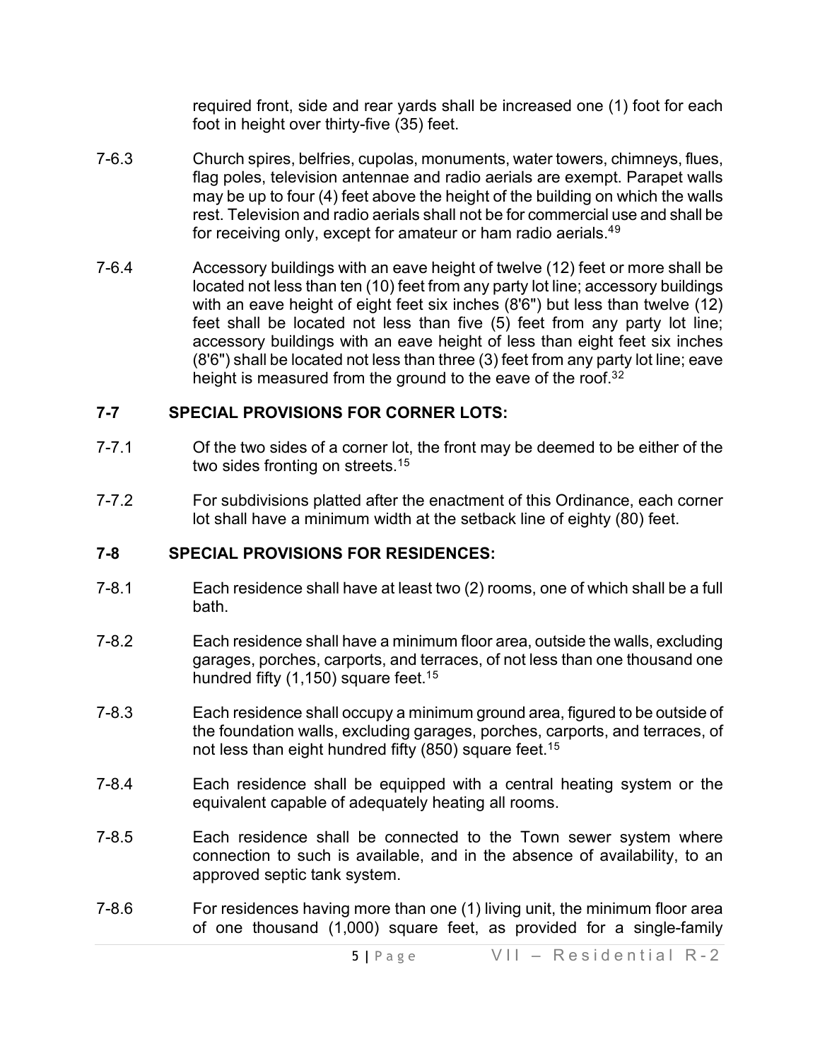required front, side and rear yards shall be increased one (1) foot for each foot in height over thirty-five (35) feet.

7-6.3 Church spires, belfries, cupolas, monuments, water towers, chimneys, flues, flag poles, television antennae and radio aerials are exempt. Parapet walls may be up to four (4) feet above the height of the building on which the walls rest. Television and radio aerials shall not be for commercial use and shall be for receiving only, except for amateur or ham radio aerials.[49]

7-6.4 Accessory buildings with an eave height of twelve (12) feet or more shall be located not less than ten (10) feet from any party lot line; accessory buildings with an eave height of eight feet six inches (8'6") but less than twelve (12) feet shall be located not less than five (5) feet from any party lot line; accessory buildings with an eave height of less than eight feet six inches (8'6") shall be located not less than three (3) feet from any party lot line; eave height is measured from the ground to the eave of the roof.[32]

## 7-7 SPECIAL PROVISIONS FOR CORNER LOTS:

7-7.1 Of the two sides of a corner lot, the front may be deemed to be either of the two sides fronting on streets.[15]

7-7.2 For subdivisions platted after the enactment of this Ordinance, each corner lot shall have a minimum width at the setback line of eighty (80) feet.

## 7-8 SPECIAL PROVISIONS FOR RESIDENCES:

7-8.1 Each residence shall have at least two (2) rooms, one of which shall be a full bath.

7-8.2 Each residence shall have a minimum floor area, outside the walls, excluding garages, porches, carports, and terraces, of not less than one thousand one hundred fifty (1,150) square feet.[15]

7-8.3 Each residence shall occupy a minimum ground area, figured to be outside of the foundation walls, excluding garages, porches, carports, and terraces, of not less than eight hundred fifty (850) square feet.[15]

7-8.4 Each residence shall be equipped with a central heating system or the equivalent capable of adequately heating all rooms.

7-8.5 Each residence shall be connected to the Town sewer system where connection to such is available, and in the absence of availability, to an approved septic tank system.

7-8.6 For residences having more than one (1) living unit, the minimum floor area of one thousand (1,000) square feet, as provided for a single-family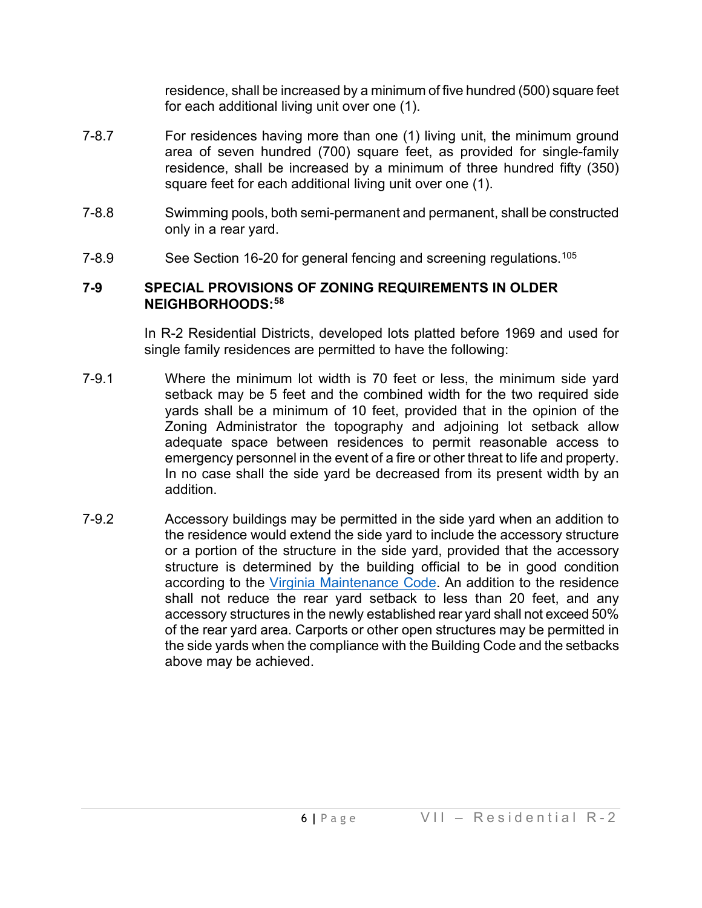residence, shall be increased by a minimum of five hundred (500) square feet for each additional living unit over one (1).

7-8.7 For residences having more than one (1) living unit, the minimum ground area of seven hundred (700) square feet, as provided for single-family residence, shall be increased by a minimum of three hundred fifty (350) square feet for each additional living unit over one (1).

7-8.8 Swimming pools, both semi-permanent and permanent, shall be constructed only in a rear yard.

7-8.9 See Section 16-20 for general fencing and screening regulations.[105]

## 7-9 SPECIAL PROVISIONS OF ZONING REQUIREMENTS IN OLDER NEIGHBORHOODS:[58]

In R-2 Residential Districts, developed lots platted before 1969 and used for single family residences are permitted to have the following:

7-9.1 Where the minimum lot width is 70 feet or less, the minimum side yard setback may be 5 feet and the combined width for the two required side yards shall be a minimum of 10 feet, provided that in the opinion of the Zoning Administrator the topography and adjoining lot setback allow adequate space between residences to permit reasonable access to emergency personnel in the event of a fire or other threat to life and property. In no case shall the side yard be decreased from its present width by an addition.

7-9.2 Accessory buildings may be permitted in the side yard when an addition to the residence would extend the side yard to include the accessory structure or a portion of the structure in the side yard, provided that the accessory structure is determined by the building official to be in good condition according to the Virginia Maintenance Code. An addition to the residence shall not reduce the rear yard setback to less than 20 feet, and any accessory structures in the newly established rear yard shall not exceed 50% of the rear yard area. Carports or other open structures may be permitted in the side yards when the compliance with the Building Code and the setbacks above may be achieved.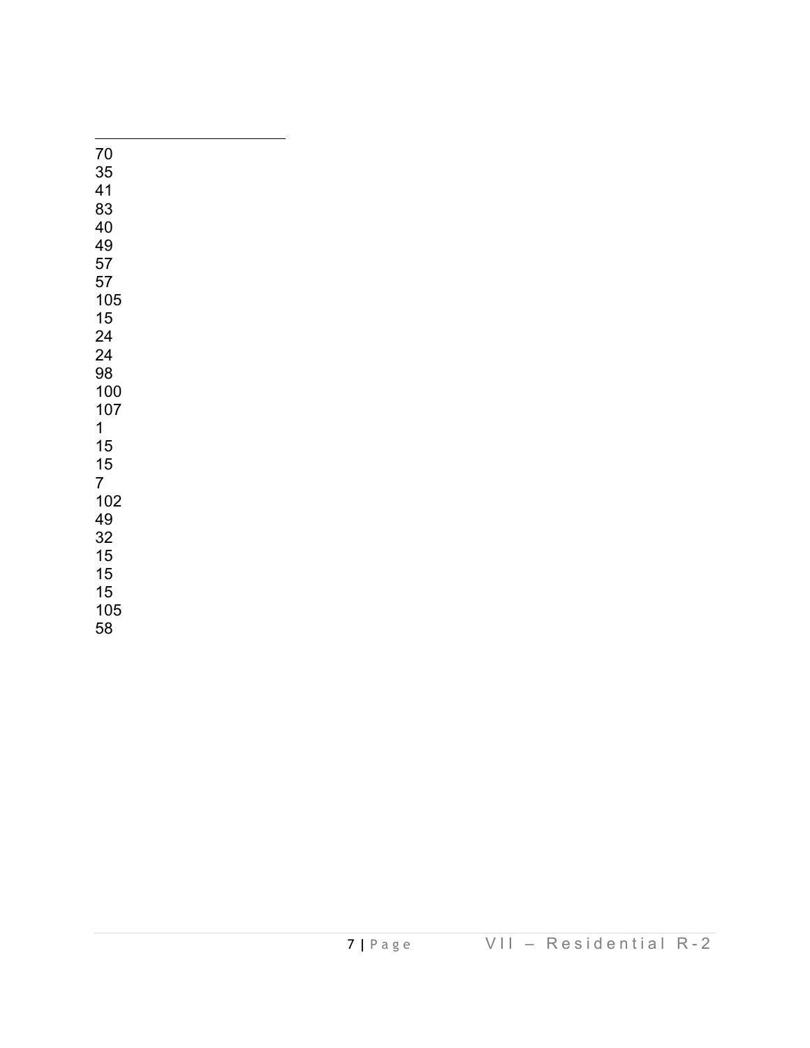70
35
41
83
40
49
57
57
105
15
24
24
98
100
107
1
15
15
7
102
49
32
15
15
15
105
58